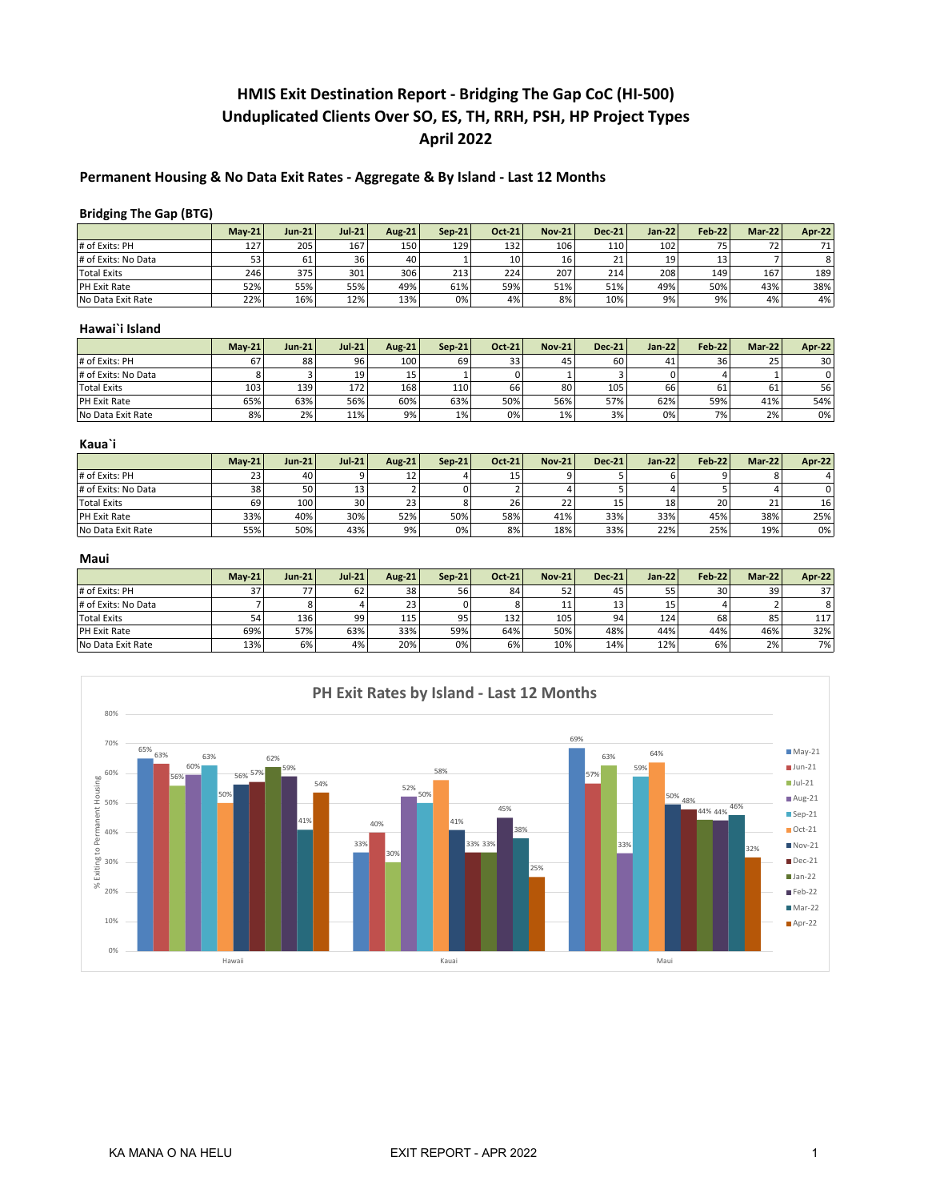# HMIS Exit Destination Report - Bridging The Gap CoC (HI-500)
# Unduplicated Clients Over SO, ES, TH, RRH, PSH, HP Project Types
# April 2022

## Permanent Housing & No Data Exit Rates - Aggregate & By Island - Last 12 Months

### Bridging The Gap (BTG)

| | May-21 | Jun-21 | Jul-21 | Aug-21 | Sep-21 | Oct-21 | Nov-21 | Dec-21 | Jan-22 | Feb-22 | Mar-22 | Apr-22 |
|---|---|---|---|---|---|---|---|---|---|---|---|---|
| # of Exits: PH | 127 | 205 | 167 | 150 | 129 | 132 | 106 | 110 | 102 | 75 | 72 | 71 |
| # of Exits: No Data | 53 | 61 | 36 | 40 | 1 | 10 | 16 | 21 | 19 | 13 | 7 | 8 |
| Total Exits | 246 | 375 | 301 | 306 | 213 | 224 | 207 | 214 | 208 | 149 | 167 | 189 |
| PH Exit Rate | 52% | 55% | 55% | 49% | 61% | 59% | 51% | 51% | 49% | 50% | 43% | 38% |
| No Data Exit Rate | 22% | 16% | 12% | 13% | 0% | 4% | 8% | 10% | 9% | 9% | 4% | 4% |

### Hawai`i Island

| | May-21 | Jun-21 | Jul-21 | Aug-21 | Sep-21 | Oct-21 | Nov-21 | Dec-21 | Jan-22 | Feb-22 | Mar-22 | Apr-22 |
|---|---|---|---|---|---|---|---|---|---|---|---|---|
| # of Exits: PH | 67 | 88 | 96 | 100 | 69 | 33 | 45 | 60 | 41 | 36 | 25 | 30 |
| # of Exits: No Data | 8 | 3 | 19 | 15 | 1 | 0 | 1 | 3 | 0 | 4 | 1 | 0 |
| Total Exits | 103 | 139 | 172 | 168 | 110 | 66 | 80 | 105 | 66 | 61 | 61 | 56 |
| PH Exit Rate | 65% | 63% | 56% | 60% | 63% | 50% | 56% | 57% | 62% | 59% | 41% | 54% |
| No Data Exit Rate | 8% | 2% | 11% | 9% | 1% | 0% | 1% | 3% | 0% | 7% | 2% | 0% |

### Kaua`i

| | May-21 | Jun-21 | Jul-21 | Aug-21 | Sep-21 | Oct-21 | Nov-21 | Dec-21 | Jan-22 | Feb-22 | Mar-22 | Apr-22 |
|---|---|---|---|---|---|---|---|---|---|---|---|---|
| # of Exits: PH | 23 | 40 | 9 | 12 | 4 | 15 | 9 | 5 | 6 | 9 | 8 | 4 |
| # of Exits: No Data | 38 | 50 | 13 | 2 | 0 | 2 | 4 | 5 | 4 | 5 | 4 | 0 |
| Total Exits | 69 | 100 | 30 | 23 | 8 | 26 | 22 | 15 | 18 | 20 | 21 | 16 |
| PH Exit Rate | 33% | 40% | 30% | 52% | 50% | 58% | 41% | 33% | 33% | 45% | 38% | 25% |
| No Data Exit Rate | 55% | 50% | 43% | 9% | 0% | 8% | 18% | 33% | 22% | 25% | 19% | 0% |

### Maui

| | May-21 | Jun-21 | Jul-21 | Aug-21 | Sep-21 | Oct-21 | Nov-21 | Dec-21 | Jan-22 | Feb-22 | Mar-22 | Apr-22 |
|---|---|---|---|---|---|---|---|---|---|---|---|---|
| # of Exits: PH | 37 | 77 | 62 | 38 | 56 | 84 | 52 | 45 | 55 | 30 | 39 | 37 |
| # of Exits: No Data | 7 | 8 | 4 | 23 | 0 | 8 | 11 | 13 | 15 | 4 | 2 | 8 |
| Total Exits | 54 | 136 | 99 | 115 | 95 | 132 | 105 | 94 | 124 | 68 | 85 | 117 |
| PH Exit Rate | 69% | 57% | 63% | 33% | 59% | 64% | 50% | 48% | 44% | 44% | 46% | 32% |
| No Data Exit Rate | 13% | 6% | 4% | 20% | 0% | 6% | 10% | 14% | 12% | 6% | 2% | 7% |

### PH Exit Rates by Island - Last 12 Months

| % Exiting to Permanent Housing | May-21 | Jun-21 | Jul-21 | Aug-21 | Sep-21 | Oct-21 | Nov-21 | Dec-21 | Jan-22 | Feb-22 | Mar-22 | Apr-22 |
|---|---|---|---|---|---|---|---|---|---|---|---|---|
| Hawaii | 65% | 63% | 56% | 60% | 63% | 50% | 56% | 57% | 62% | 59% | 41% | 54% |
| Kauai | 33% | 40% | 30% | 52% | 50% | 58% | 41% | 33% | 33% | 45% | 38% | 25% |
| Maui | 69% | 57% | 63% | 33% | 59% | 64% | 50% | 48% | 44% | 44% | 46% | 32% |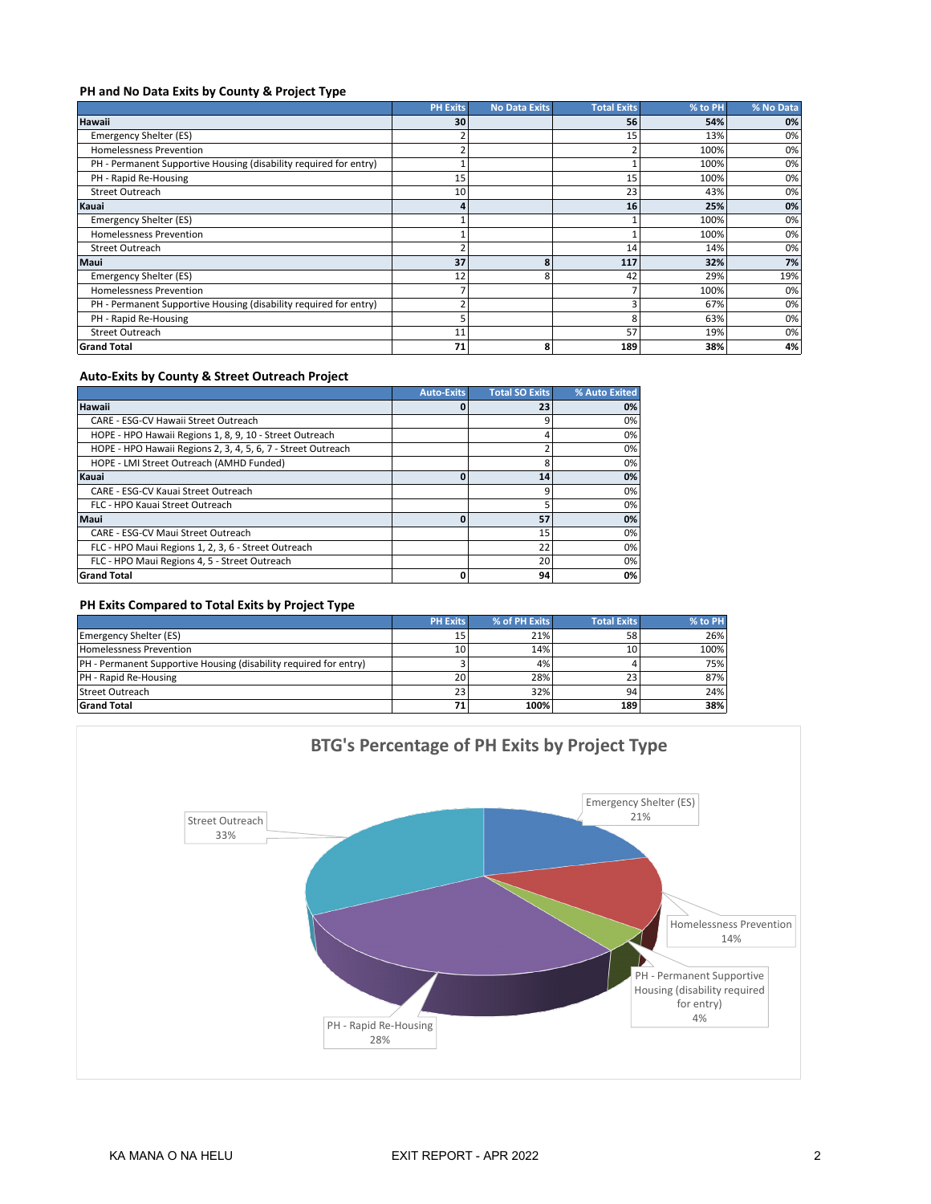### PH and No Data Exits by County & Project Type

| | PH Exits | No Data Exits | Total Exits | % to PH | % No Data |
|---|---|---|---|---|---|
| **Hawaii** | **30** | | **56** | **54%** | **0%** |
| Emergency Shelter (ES) | 2 | | 15 | 13% | 0% |
| Homelessness Prevention | 2 | | 2 | 100% | 0% |
| PH - Permanent Supportive Housing (disability required for entry) | 1 | | 1 | 100% | 0% |
| PH - Rapid Re-Housing | 15 | | 15 | 100% | 0% |
| Street Outreach | 10 | | 23 | 43% | 0% |
| **Kauai** | **4** | | **16** | **25%** | **0%** |
| Emergency Shelter (ES) | 1 | | 1 | 100% | 0% |
| Homelessness Prevention | 1 | | 1 | 100% | 0% |
| Street Outreach | 2 | | 14 | 14% | 0% |
| **Maui** | **37** | **8** | **117** | **32%** | **7%** |
| Emergency Shelter (ES) | 12 | 8 | 42 | 29% | 19% |
| Homelessness Prevention | 7 | | 7 | 100% | 0% |
| PH - Permanent Supportive Housing (disability required for entry) | 2 | | 3 | 67% | 0% |
| PH - Rapid Re-Housing | 5 | | 8 | 63% | 0% |
| Street Outreach | 11 | | 57 | 19% | 0% |
| **Grand Total** | **71** | **8** | **189** | **38%** | **4%** |

### Auto-Exits by County & Street Outreach Project

| | Auto-Exits | Total SO Exits | % Auto Exited |
|---|---|---|---|
| **Hawaii** | **0** | **23** | **0%** |
| CARE - ESG-CV Hawaii Street Outreach | | 9 | 0% |
| HOPE - HPO Hawaii Regions 1, 8, 9, 10 - Street Outreach | | 4 | 0% |
| HOPE - HPO Hawaii Regions 2, 3, 4, 5, 6, 7 - Street Outreach | | 2 | 0% |
| HOPE - LMI Street Outreach (AMHD Funded) | | 8 | 0% |
| **Kauai** | **0** | **14** | **0%** |
| CARE - ESG-CV Kauai Street Outreach | | 9 | 0% |
| FLC - HPO Kauai Street Outreach | | 5 | 0% |
| **Maui** | **0** | **57** | **0%** |
| CARE - ESG-CV Maui Street Outreach | | 15 | 0% |
| FLC - HPO Maui Regions 1, 2, 3, 6 - Street Outreach | | 22 | 0% |
| FLC - HPO Maui Regions 4, 5 - Street Outreach | | 20 | 0% |
| **Grand Total** | **0** | **94** | **0%** |

### PH Exits Compared to Total Exits by Project Type

| | PH Exits | % of PH Exits | Total Exits | % to PH |
|---|---|---|---|---|
| Emergency Shelter (ES) | 15 | 21% | 58 | 26% |
| Homelessness Prevention | 10 | 14% | 10 | 100% |
| PH - Permanent Supportive Housing (disability required for entry) | 3 | 4% | 4 | 75% |
| PH - Rapid Re-Housing | 20 | 28% | 23 | 87% |
| Street Outreach | 23 | 32% | 94 | 24% |
| **Grand Total** | **71** | **100%** | **189** | **38%** |

### BTG's Percentage of PH Exits by Project Type

| Project Type | % |
|---|---|
| Emergency Shelter (ES) | 21% |
| Homelessness Prevention | 14% |
| PH - Permanent Supportive Housing (disability required for entry) | 4% |
| PH - Rapid Re-Housing | 28% |
| Street Outreach | 33% |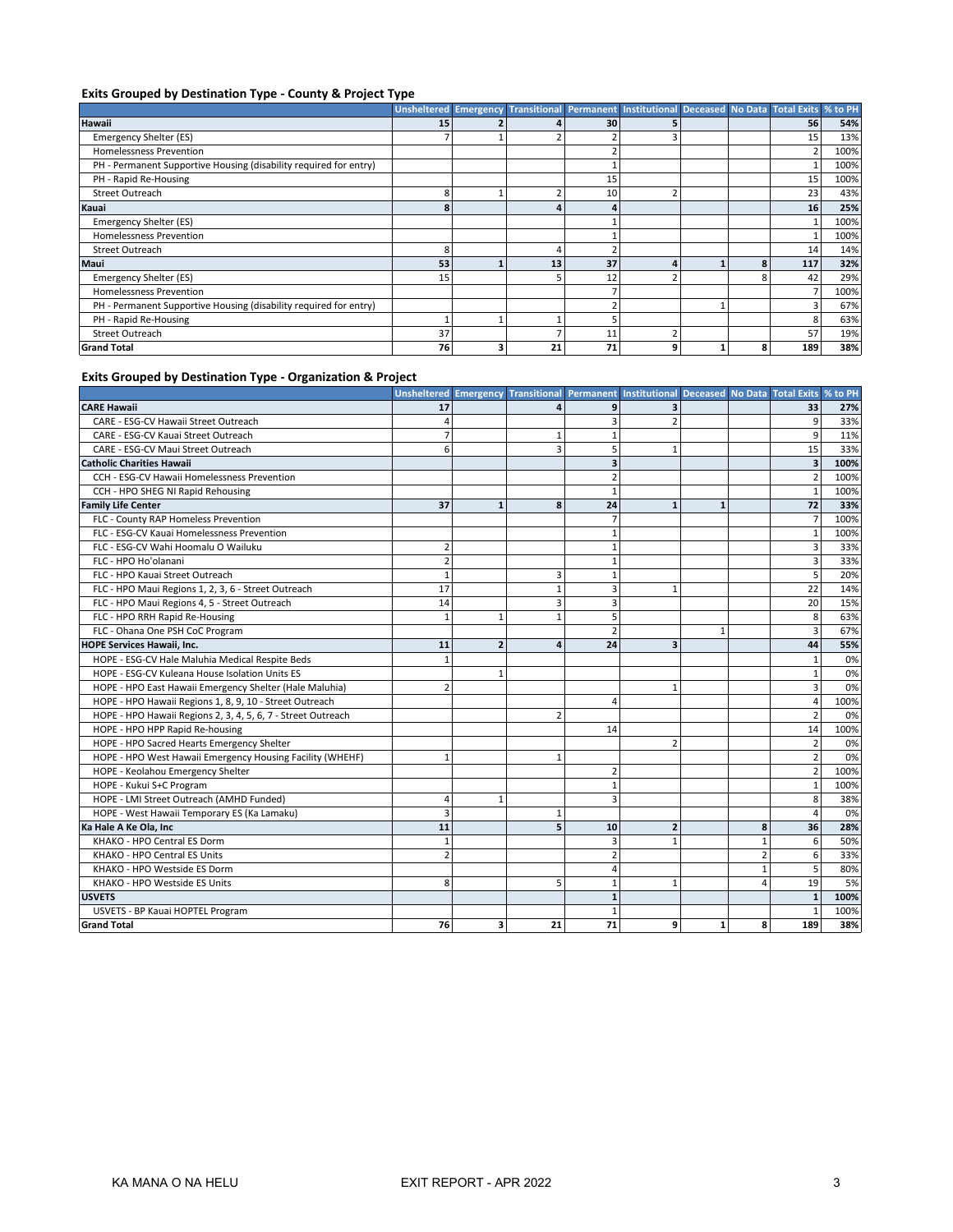### Exits Grouped by Destination Type - County & Project Type

| | Unsheltered | Emergency | Transitional | Permanent | Institutional | Deceased | No Data | Total Exits | % to PH |
|---|---|---|---|---|---|---|---|---|---|
| **Hawaii** | **15** | **2** | **4** | **30** | **5** | | | **56** | **54%** |
| Emergency Shelter (ES) | 7 | 1 | 2 | 2 | 3 | | | 15 | 13% |
| Homelessness Prevention | | | | 2 | | | | 2 | 100% |
| PH - Permanent Supportive Housing (disability required for entry) | | | | 1 | | | | 1 | 100% |
| PH - Rapid Re-Housing | | | | 15 | | | | 15 | 100% |
| Street Outreach | 8 | 1 | 2 | 10 | 2 | | | 23 | 43% |
| **Kauai** | **8** | | **4** | **4** | | | | **16** | **25%** |
| Emergency Shelter (ES) | | | | 1 | | | | 1 | 100% |
| Homelessness Prevention | | | | 1 | | | | 1 | 100% |
| Street Outreach | 8 | | 4 | 2 | | | | 14 | 14% |
| **Maui** | **53** | **1** | **13** | **37** | **4** | **1** | **8** | **117** | **32%** |
| Emergency Shelter (ES) | 15 | | 5 | 12 | 2 | | 8 | 42 | 29% |
| Homelessness Prevention | | | | 7 | | | | 7 | 100% |
| PH - Permanent Supportive Housing (disability required for entry) | | | | 2 | | 1 | | 3 | 67% |
| PH - Rapid Re-Housing | 1 | 1 | 1 | 5 | | | | 8 | 63% |
| Street Outreach | 37 | | 7 | 11 | 2 | | | 57 | 19% |
| **Grand Total** | **76** | **3** | **21** | **71** | **9** | **1** | **8** | **189** | **38%** |

### Exits Grouped by Destination Type - Organization & Project

| | Unsheltered | Emergency | Transitional | Permanent | Institutional | Deceased | No Data | Total Exits | % to PH |
|---|---|---|---|---|---|---|---|---|---|
| **CARE Hawaii** | **17** | | **4** | **9** | **3** | | | **33** | **27%** |
| CARE - ESG-CV Hawaii Street Outreach | 4 | | | 3 | 2 | | | 9 | 33% |
| CARE - ESG-CV Kauai Street Outreach | 7 | | 1 | 1 | | | | 9 | 11% |
| CARE - ESG-CV Maui Street Outreach | 6 | | 3 | 5 | 1 | | | 15 | 33% |
| **Catholic Charities Hawaii** | | | | **3** | | | | **3** | **100%** |
| CCH - ESG-CV Hawaii Homelessness Prevention | | | | 2 | | | | 2 | 100% |
| CCH - HPO SHEG NI Rapid Rehousing | | | | 1 | | | | 1 | 100% |
| **Family Life Center** | **37** | **1** | **8** | **24** | **1** | **1** | | **72** | **33%** |
| FLC - County RAP Homeless Prevention | | | | 7 | | | | 7 | 100% |
| FLC - ESG-CV Kauai Homelessness Prevention | | | | 1 | | | | 1 | 100% |
| FLC - ESG-CV Wahi Hoomalu O Wailuku | 2 | | | 1 | | | | 3 | 33% |
| FLC - HPO Ho'olanani | 2 | | | 1 | | | | 3 | 33% |
| FLC - HPO Kauai Street Outreach | 1 | | 3 | 1 | | | | 5 | 20% |
| FLC - HPO Maui Regions 1, 2, 3, 6 - Street Outreach | 17 | | 1 | 3 | 1 | | | 22 | 14% |
| FLC - HPO Maui Regions 4, 5 - Street Outreach | 14 | | 3 | 3 | | | | 20 | 15% |
| FLC - HPO RRH Rapid Re-Housing | 1 | 1 | 1 | 5 | | | | 8 | 63% |
| FLC - Ohana One PSH CoC Program | | | | 2 | | 1 | | 3 | 67% |
| **HOPE Services Hawaii, Inc.** | **11** | **2** | **4** | **24** | **3** | | | **44** | **55%** |
| HOPE - ESG-CV Hale Maluhia Medical Respite Beds | 1 | | | | | | | 1 | 0% |
| HOPE - ESG-CV Kuleana House Isolation Units ES | | 1 | | | | | | 1 | 0% |
| HOPE - HPO East Hawaii Emergency Shelter (Hale Maluhia) | 2 | | | | 1 | | | 3 | 0% |
| HOPE - HPO Hawaii Regions 1, 8, 9, 10 - Street Outreach | | | | 4 | | | | 4 | 100% |
| HOPE - HPO Hawaii Regions 2, 3, 4, 5, 6, 7 - Street Outreach | | | 2 | | | | | 2 | 0% |
| HOPE - HPO HPP Rapid Re-housing | | | | 14 | | | | 14 | 100% |
| HOPE - HPO Sacred Hearts Emergency Shelter | | | | | 2 | | | 2 | 0% |
| HOPE - HPO West Hawaii Emergency Housing Facility (WHEHF) | 1 | | 1 | | | | | 2 | 0% |
| HOPE - Keolahou Emergency Shelter | | | | 2 | | | | 2 | 100% |
| HOPE - Kukui S+C Program | | | | 1 | | | | 1 | 100% |
| HOPE - LMI Street Outreach (AMHD Funded) | 4 | 1 | | 3 | | | | 8 | 38% |
| HOPE - West Hawaii Temporary ES (Ka Lamaku) | 3 | | 1 | | | | | 4 | 0% |
| **Ka Hale A Ke Ola, Inc** | **11** | | **5** | **10** | **2** | | **8** | **36** | **28%** |
| KHAKO - HPO Central ES Dorm | 1 | | | 3 | 1 | | 1 | 6 | 50% |
| KHAKO - HPO Central ES Units | 2 | | | 2 | | | 2 | 6 | 33% |
| KHAKO - HPO Westside ES Dorm | | | | 4 | | | 1 | 5 | 80% |
| KHAKO - HPO Westside ES Units | 8 | | 5 | 1 | 1 | | 4 | 19 | 5% |
| **USVETS** | | | | **1** | | | | **1** | **100%** |
| USVETS - BP Kauai HOPTEL Program | | | | 1 | | | | 1 | 100% |
| **Grand Total** | **76** | **3** | **21** | **71** | **9** | **1** | **8** | **189** | **38%** |